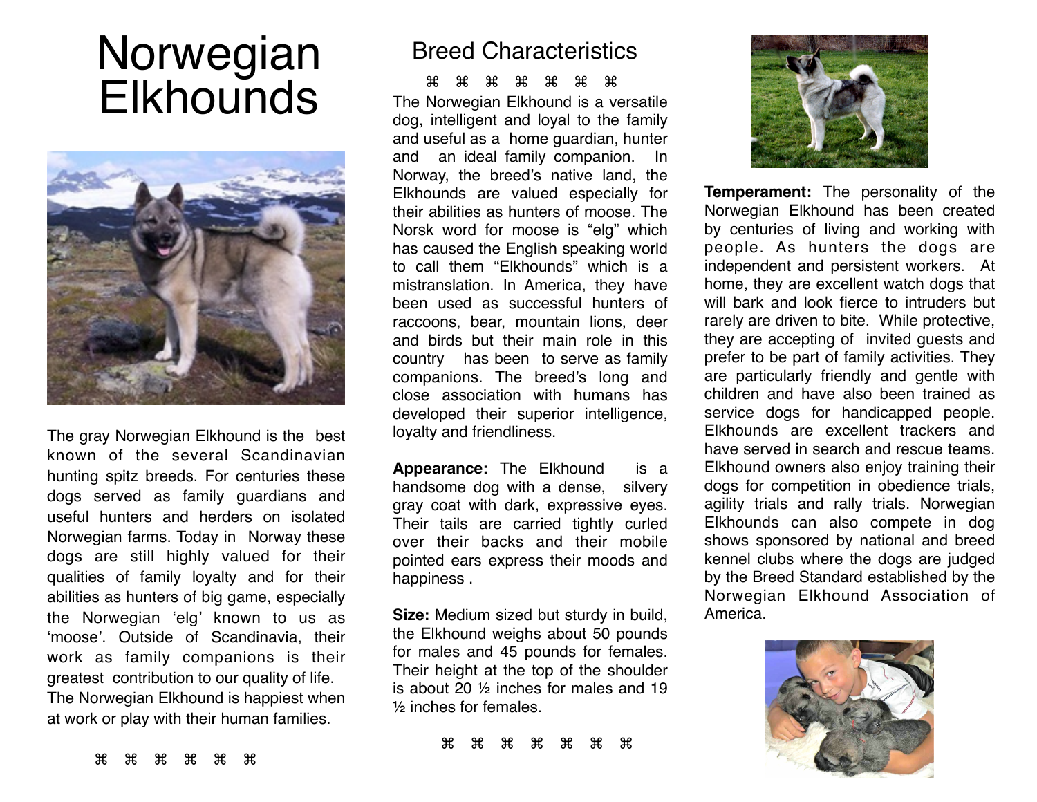# Norwegian Elkhounds

The gray Norwegian Elkhound is the best known of the several Scandinavian hunting spitz breeds. For centuries these dogs served as family guardians and useful hunters and herders on isolated Norwegian farms. Today in Norway these dogs are still highly valued for their qualities of family loyalty and for their abilities as hunters of big game, especially the Norwegian 'elg' known to us as 'moose'. Outside of Scandinavia, their work as family companions is their greatest contribution to our quality of life. The Norwegian Elkhound is happiest when at work or play with their human families.

⌘ ⌘ ⌘ ⌘ ⌘ ⌘

## Breed Characteristics

⌘ ⌘ ⌘ ⌘ ⌘ ⌘ ⌘

The Norwegian Elkhound is a versatile dog, intelligent and loyal to the family and useful as a home guardian, hunter and an ideal family companion. In Norway, the breed's native land, the Elkhounds are valued especially for their abilities as hunters of moose. The Norsk word for moose is "elg" which has caused the English speaking world to call them "Elkhounds" which is a mistranslation. In America, they have been used as successful hunters of raccoons, bear, mountain lions, deer and birds but their main role in this country has been to serve as family companions. The breed's long and close association with humans has developed their superior intelligence, loyalty and friendliness.

**Appearance:** The Elkhound is a handsome dog with a dense, silvery gray coat with dark, expressive eyes. Their tails are carried tightly curled over their backs and their mobile pointed ears express their moods and happiness .

**Size:** Medium sized but sturdy in build, the Elkhound weighs about 50 pounds for males and 45 pounds for females. Their height at the top of the shoulder is about 20 ½ inches for males and 19 ½ inches for females.

⌘ ⌘ ⌘ ⌘ ⌘ ⌘ ⌘

**Temperament:** The personality of the Norwegian Elkhound has been created by centuries of living and working with people. As hunters the dogs are independent and persistent workers. At home, they are excellent watch dogs that will bark and look fierce to intruders but rarely are driven to bite. While protective, they are accepting of invited guests and prefer to be part of family activities. They are particularly friendly and gentle with children and have also been trained as service dogs for handicapped people. Elkhounds are excellent trackers and have served in search and rescue teams. Elkhound owners also enjoy training their dogs for competition in obedience trials, agility trials and rally trials. Norwegian Elkhounds can also compete in dog shows sponsored by national and breed kennel clubs where the dogs are judged by the Breed Standard established by the Norwegian Elkhound Association of America.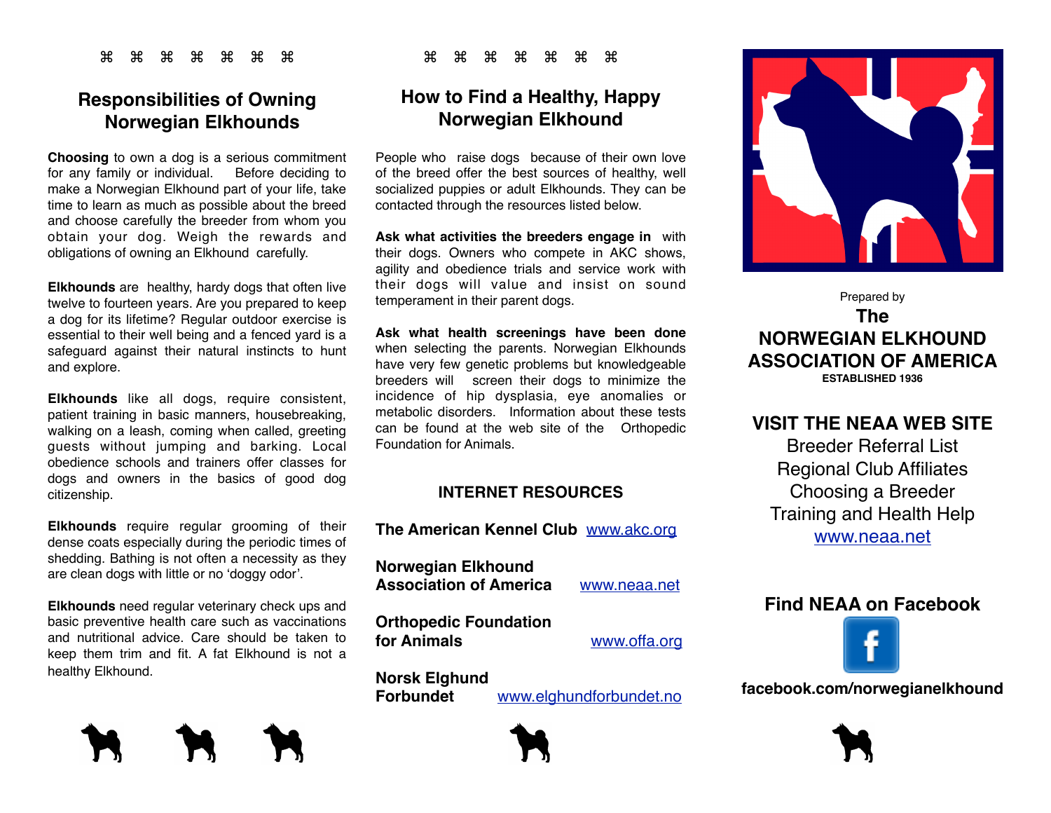⌘ ⌘ ⌘ ⌘ ⌘ ⌘ ⌘

## Responsibilities of Owning Norwegian Elkhounds

**Choosing** to own a dog is a serious commitment for any family or individual. Before deciding to make a Norwegian Elkhound part of your life, take time to learn as much as possible about the breed and choose carefully the breeder from whom you obtain your dog. Weigh the rewards and obligations of owning an Elkhound carefully.

**Elkhounds** are healthy, hardy dogs that often live twelve to fourteen years. Are you prepared to keep a dog for its lifetime? Regular outdoor exercise is essential to their well being and a fenced yard is a safeguard against their natural instincts to hunt and explore.

**Elkhounds** like all dogs, require consistent, patient training in basic manners, housebreaking, walking on a leash, coming when called, greeting guests without jumping and barking. Local obedience schools and trainers offer classes for dogs and owners in the basics of good dog citizenship.

**Elkhounds** require regular grooming of their dense coats especially during the periodic times of shedding. Bathing is not often a necessity as they are clean dogs with little or no 'doggy odor'.

**Elkhounds** need regular veterinary check ups and basic preventive health care such as vaccinations and nutritional advice. Care should be taken to keep them trim and fit. A fat Elkhound is not a healthy Elkhound.

⌘ ⌘ ⌘ ⌘ ⌘ ⌘ ⌘

## How to Find a Healthy, Happy Norwegian Elkhound

People who raise dogs because of their own love of the breed offer the best sources of healthy, well socialized puppies or adult Elkhounds. They can be contacted through the resources listed below.

**Ask what activities the breeders engage in** with their dogs. Owners who compete in AKC shows, agility and obedience trials and service work with their dogs will value and insist on sound temperament in their parent dogs.

**Ask what health screenings have been done** when selecting the parents. Norwegian Elkhounds have very few genetic problems but knowledgeable breeders will screen their dogs to minimize the incidence of hip dysplasia, eye anomalies or metabolic disorders. Information about these tests can be found at the web site of the Orthopedic Foundation for Animals.

### INTERNET RESOURCES

**The American Kennel Club** www.akc.org

**Norwegian Elkhound Association of America** www.neaa.net

**Orthopedic Foundation for Animals** www.offa.org

**Norsk Elghund Forbundet** www.elghundforbundet.no

Prepared by

**The NORWEGIAN ELKHOUND ASSOCIATION OF AMERICA**

**ESTABLISHED 1936**

### VISIT THE NEAA WEB SITE

Breeder Referral List
Regional Club Affiliates
Choosing a Breeder
Training and Health Help
www.neaa.net

### Find NEAA on Facebook

**facebook.com/norwegianelkhound**